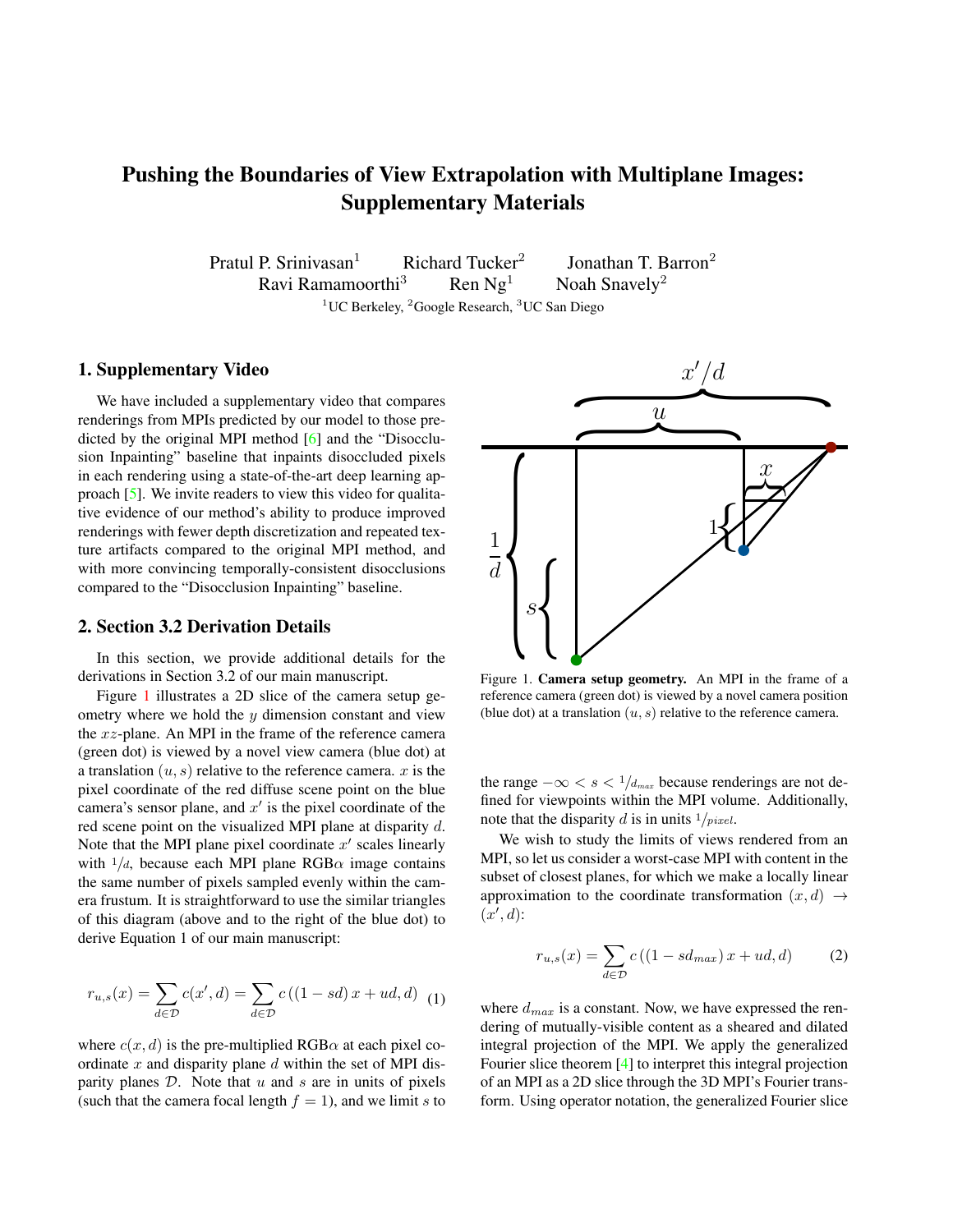# Pushing the Boundaries of View Extrapolation with Multiplane Images: Supplementary Materials

Pratul P. Srinivasan[1] Richard Tucker[2] Jonathan T. Barron[2]
Ravi Ramamoorthi[3] Ren Ng[1] Noah Snavely[2]

[1]UC Berkeley, [2]Google Research, [3]UC San Diego

## 1. Supplementary Video

We have included a supplementary video that compares renderings from MPIs predicted by our model to those predicted by the original MPI method [6] and the "Disocclusion Inpainting" baseline that inpaints disoccluded pixels in each rendering using a state-of-the-art deep learning approach [5]. We invite readers to view this video for qualitative evidence of our method's ability to produce improved renderings with fewer depth discretization and repeated texture artifacts compared to the original MPI method, and with more convincing temporally-consistent disocclusions compared to the "Disocclusion Inpainting" baseline.

## 2. Section 3.2 Derivation Details

In this section, we provide additional details for the derivations in Section 3.2 of our main manuscript.

Figure 1 illustrates a 2D slice of the camera setup geometry where we hold the $y$ dimension constant and view the $xz$-plane. An MPI in the frame of the reference camera (green dot) is viewed by a novel view camera (blue dot) at a translation $(u, s)$ relative to the reference camera. $x$ is the pixel coordinate of the red diffuse scene point on the blue camera's sensor plane, and $x'$ is the pixel coordinate of the red scene point on the visualized MPI plane at disparity $d$. Note that the MPI plane pixel coordinate $x'$ scales linearly with $1/d$, because each MPI plane RGB$\alpha$ image contains the same number of pixels sampled evenly within the camera frustum. It is straightforward to use the similar triangles of this diagram (above and to the right of the blue dot) to derive Equation 1 of our main manuscript:

$$r_{u,s}(x) = \sum_{d \in \mathcal{D}} c(x', d) = \sum_{d \in \mathcal{D}} c\left((1 - sd)\, x + ud, d\right) \quad (1)$$

where $c(x, d)$ is the pre-multiplied RGB$\alpha$ at each pixel coordinate $x$ and disparity plane $d$ within the set of MPI disparity planes $\mathcal{D}$. Note that $u$ and $s$ are in units of pixels (such that the camera focal length $f = 1$), and we limit $s$ to the range $-\infty < s < 1/d_{max}$ because renderings are not defined for viewpoints within the MPI volume. Additionally, note that the disparity $d$ is in units $1/pixel$.

Figure 1. **Camera setup geometry.** An MPI in the frame of a reference camera (green dot) is viewed by a novel camera position (blue dot) at a translation $(u, s)$ relative to the reference camera.

We wish to study the limits of views rendered from an MPI, so let us consider a worst-case MPI with content in the subset of closest planes, for which we make a locally linear approximation to the coordinate transformation $(x, d) \rightarrow (x', d)$:

$$r_{u,s}(x) = \sum_{d \in \mathcal{D}} c\left((1 - sd_{max})\, x + ud, d\right) \quad (2)$$

where $d_{max}$ is a constant. Now, we have expressed the rendering of mutually-visible content as a sheared and dilated integral projection of the MPI. We apply the generalized Fourier slice theorem [4] to interpret this integral projection of an MPI as a 2D slice through the 3D MPI's Fourier transform. Using operator notation, the generalized Fourier slice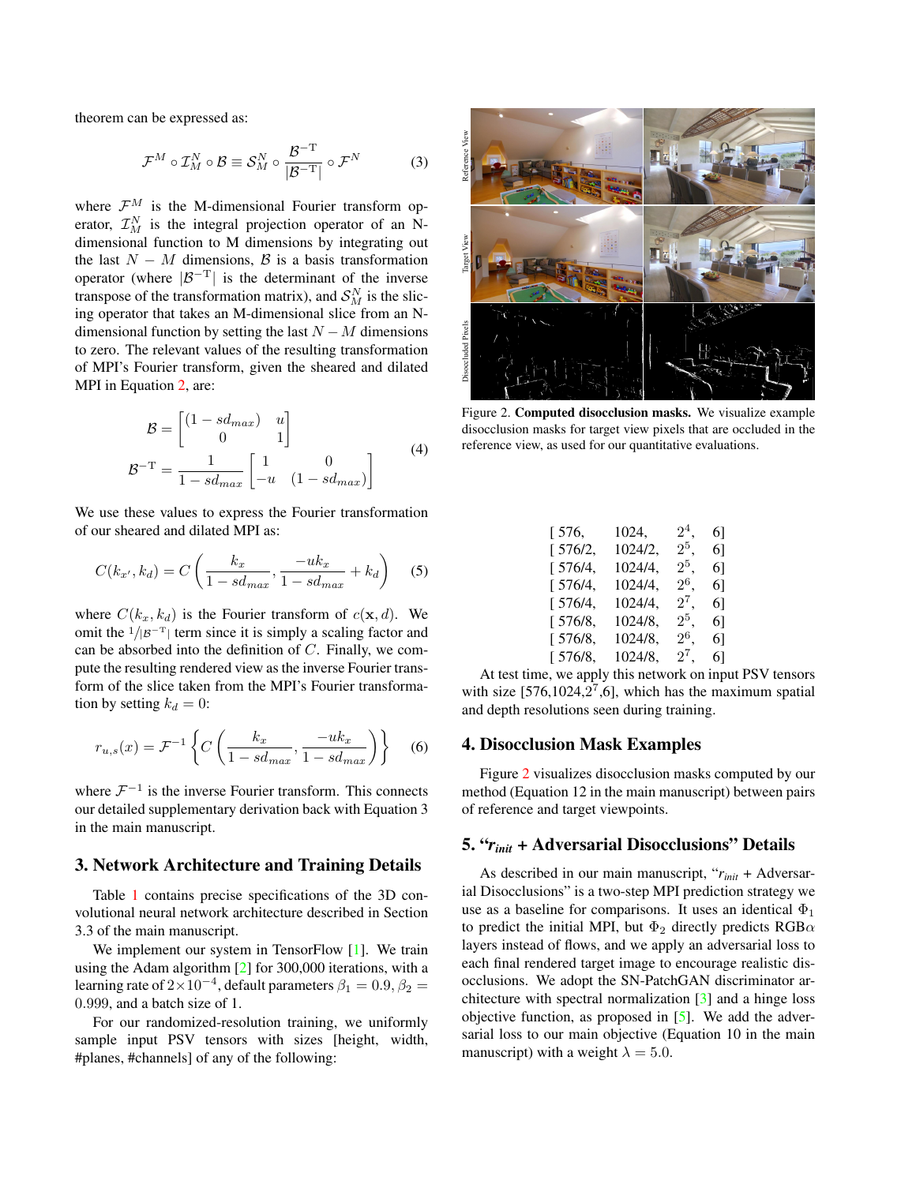theorem can be expressed as:

$$\mathcal{F}^M \circ \mathcal{I}_M^N \circ \mathcal{B} \equiv \mathcal{S}_M^N \circ \frac{\mathcal{B}^{-\mathrm{T}}}{|\mathcal{B}^{-\mathrm{T}}|} \circ \mathcal{F}^N \tag{3}$$

where $\mathcal{F}^M$ is the M-dimensional Fourier transform operator, $\mathcal{I}_M^N$ is the integral projection operator of an N-dimensional function to M dimensions by integrating out the last $N - M$ dimensions, $\mathcal{B}$ is a basis transformation operator (where $|\mathcal{B}^{-\mathrm{T}}|$ is the determinant of the inverse transpose of the transformation matrix), and $\mathcal{S}_M^N$ is the slicing operator that takes an M-dimensional slice from an N-dimensional function by setting the last $N - M$ dimensions to zero. The relevant values of the resulting transformation of MPI's Fourier transform, given the sheared and dilated MPI in Equation 2, are:

$$\begin{aligned} \mathcal{B} &= \begin{bmatrix} (1 - sd_{max}) & u \\ 0 & 1 \end{bmatrix} \\ \mathcal{B}^{-\mathrm{T}} &= \frac{1}{1 - sd_{max}} \begin{bmatrix} 1 & 0 \\ -u & (1 - sd_{max}) \end{bmatrix} \end{aligned} \tag{4}$$

We use these values to express the Fourier transformation of our sheared and dilated MPI as:

$$C(k_{x'}, k_d) = C\left(\frac{k_x}{1 - sd_{max}}, \frac{-uk_x}{1 - sd_{max}} + k_d\right) \tag{5}$$

where $C(k_x, k_d)$ is the Fourier transform of $c(\mathbf{x}, d)$. We omit the $1/|\mathcal{B}^{-\mathrm{T}}|$ term since it is simply a scaling factor and can be absorbed into the definition of $C$. Finally, we compute the resulting rendered view as the inverse Fourier transform of the slice taken from the MPI's Fourier transformation by setting $k_d = 0$:

$$r_{u,s}(x) = \mathcal{F}^{-1}\left\{C\left(\frac{k_x}{1 - sd_{max}}, \frac{-uk_x}{1 - sd_{max}}\right)\right\} \tag{6}$$

where $\mathcal{F}^{-1}$ is the inverse Fourier transform. This connects our detailed supplementary derivation back with Equation 3 in the main manuscript.

## 3. Network Architecture and Training Details

Table 1 contains precise specifications of the 3D convolutional neural network architecture described in Section 3.3 of the main manuscript.

We implement our system in TensorFlow [1]. We train using the Adam algorithm [2] for 300,000 iterations, with a learning rate of $2 \times 10^{-4}$, default parameters $\beta_1 = 0.9$, $\beta_2 = 0.999$, and a batch size of 1.

For our randomized-resolution training, we uniformly sample input PSV tensors with sizes [height, width, #planes, #channels] of any of the following:

[ 576, 1024, $2^4$, 6]
[ 576/2, 1024/2, $2^5$, 6]
[ 576/4, 1024/4, $2^5$, 6]
[ 576/4, 1024/4, $2^6$, 6]
[ 576/4, 1024/4, $2^7$, 6]
[ 576/8, 1024/8, $2^5$, 6]
[ 576/8, 1024/8, $2^6$, 6]
[ 576/8, 1024/8, $2^7$, 6]

At test time, we apply this network on input PSV tensors with size [576,1024,$2^7$,6], which has the maximum spatial and depth resolutions seen during training.

Figure 2. **Computed disocclusion masks.** We visualize example disocclusion masks for target view pixels that are occluded in the reference view, as used for our quantitative evaluations.

## 4. Disocclusion Mask Examples

Figure 2 visualizes disocclusion masks computed by our method (Equation 12 in the main manuscript) between pairs of reference and target viewpoints.

## 5. "$r_{init}$ + Adversarial Disocclusions" Details

As described in our main manuscript, "$r_{init}$ + Adversarial Disocclusions" is a two-step MPI prediction strategy we use as a baseline for comparisons. It uses an identical $\Phi_1$ to predict the initial MPI, but $\Phi_2$ directly predicts RGB$\alpha$ layers instead of flows, and we apply an adversarial loss to each final rendered target image to encourage realistic disocclusions. We adopt the SN-PatchGAN discriminator architecture with spectral normalization [3] and a hinge loss objective function, as proposed in [5]. We add the adversarial loss to our main objective (Equation 10 in the main manuscript) with a weight $\lambda = 5.0$.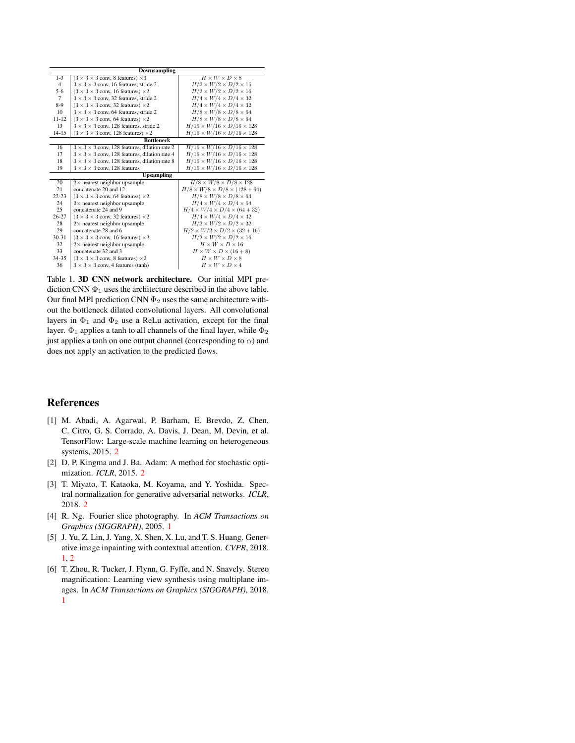| | | |
|---|---|---|
| **Downsampling** | | |
| 1-3 | $(3\times3\times3$ conv, 8 features) $\times 3$ | $H \times W \times D \times 8$ |
| 4 | $3\times3\times3$ conv, 16 features, stride 2 | $H/2 \times W/2 \times D/2 \times 16$ |
| 5-6 | $(3\times3\times3$ conv, 16 features) $\times 2$ | $H/2 \times W/2 \times D/2 \times 16$ |
| 7 | $3\times3\times3$ conv, 32 features, stride 2 | $H/4 \times W/4 \times D/4 \times 32$ |
| 8-9 | $(3\times3\times3$ conv, 32 features) $\times 2$ | $H/4 \times W/4 \times D/4 \times 32$ |
| 10 | $3\times3\times3$ conv, 64 features, stride 2 | $H/8 \times W/8 \times D/8 \times 64$ |
| 11-12 | $(3\times3\times3$ conv, 64 features) $\times 2$ | $H/8 \times W/8 \times D/8 \times 64$ |
| 13 | $3\times3\times3$ conv, 128 features, stride 2 | $H/16 \times W/16 \times D/16 \times 128$ |
| 14-15 | $(3\times3\times3$ conv, 128 features) $\times 2$ | $H/16 \times W/16 \times D/16 \times 128$ |
| **Bottleneck** | | |
| 16 | $3\times3\times3$ conv, 128 features, dilation rate 2 | $H/16 \times W/16 \times D/16 \times 128$ |
| 17 | $3\times3\times3$ conv, 128 features, dilation rate 4 | $H/16 \times W/16 \times D/16 \times 128$ |
| 18 | $3\times3\times3$ conv, 128 features, dilation rate 8 | $H/16 \times W/16 \times D/16 \times 128$ |
| 19 | $3\times3\times3$ conv, 128 features | $H/16 \times W/16 \times D/16 \times 128$ |
| **Upsampling** | | |
| 20 | $2\times$ nearest neighbor upsample | $H/8 \times W/8 \times D/8 \times 128$ |
| 21 | concatenate 20 and 12 | $H/8 \times W/8 \times D/8 \times (128+64)$ |
| 22-23 | $(3\times3\times3$ conv, 64 features) $\times 2$ | $H/8 \times W/8 \times D/8 \times 64$ |
| 24 | $2\times$ nearest neighbor upsample | $H/4 \times W/4 \times D/4 \times 64$ |
| 25 | concatenate 24 and 9 | $H/4 \times W/4 \times D/4 \times (64+32)$ |
| 26-27 | $(3\times3\times3$ conv, 32 features) $\times 2$ | $H/4 \times W/4 \times D/4 \times 32$ |
| 28 | $2\times$ nearest neighbor upsample | $H/2 \times W/2 \times D/2 \times 32$ |
| 29 | concatenate 28 and 6 | $H/2 \times W/2 \times D/2 \times (32+16)$ |
| 30-31 | $(3\times3\times3$ conv, 16 features) $\times 2$ | $H/2 \times W/2 \times D/2 \times 16$ |
| 32 | $2\times$ nearest neighbor upsample | $H \times W \times D \times 16$ |
| 33 | concatenate 32 and 3 | $H \times W \times D \times (16+8)$ |
| 34-35 | $(3\times3\times3$ conv, 8 features) $\times 2$ | $H \times W \times D \times 8$ |
| 36 | $3\times3\times3$ conv, 4 features (tanh) | $H \times W \times D \times 4$ |

Table 1. **3D CNN network architecture.** Our initial MPI prediction CNN $\Phi_1$ uses the architecture described in the above table. Our final MPI prediction CNN $\Phi_2$ uses the same architecture without the bottleneck dilated convolutional layers. All convolutional layers in $\Phi_1$ and $\Phi_2$ use a ReLu activation, except for the final layer. $\Phi_1$ applies a tanh to all channels of the final layer, while $\Phi_2$ just applies a tanh on one output channel (corresponding to $\alpha$) and does not apply an activation to the predicted flows.

## References

[1] M. Abadi, A. Agarwal, P. Barham, E. Brevdo, Z. Chen, C. Citro, G. S. Corrado, A. Davis, J. Dean, M. Devin, et al. TensorFlow: Large-scale machine learning on heterogeneous systems, 2015. 2

[2] D. P. Kingma and J. Ba. Adam: A method for stochastic optimization. *ICLR*, 2015. 2

[3] T. Miyato, T. Kataoka, M. Koyama, and Y. Yoshida. Spectral normalization for generative adversarial networks. *ICLR*, 2018. 2

[4] R. Ng. Fourier slice photography. In *ACM Transactions on Graphics (SIGGRAPH)*, 2005. 1

[5] J. Yu, Z. Lin, J. Yang, X. Shen, X. Lu, and T. S. Huang. Generative image inpainting with contextual attention. *CVPR*, 2018. 1, 2

[6] T. Zhou, R. Tucker, J. Flynn, G. Fyffe, and N. Snavely. Stereo magnification: Learning view synthesis using multiplane images. In *ACM Transactions on Graphics (SIGGRAPH)*, 2018. 1